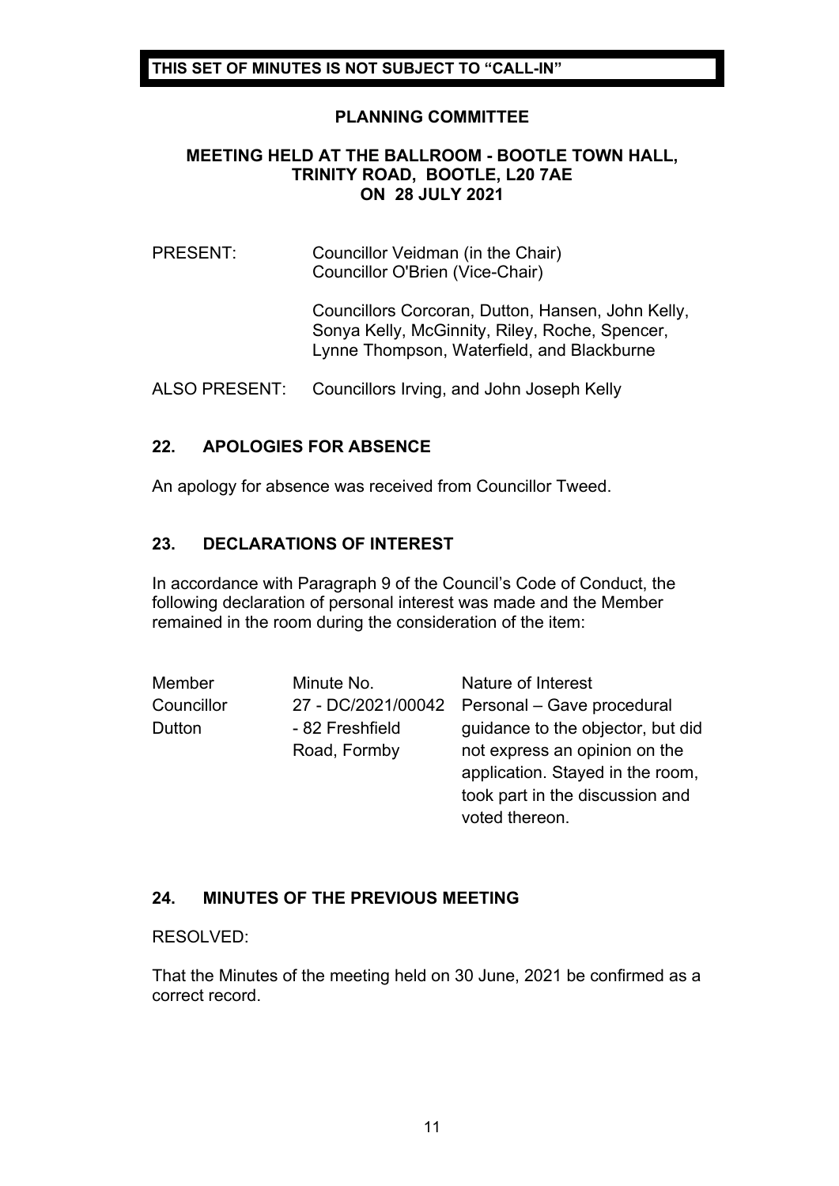**THIS SET OF MINUTES IS NOT SUBJECT TO "CALL-IN"**

# PLANNING COMMITTEE

## MEETING HELD AT THE BALLROOM - BOOTLE TOWN HALL, TRINITY ROAD, BOOTLE, L20 7AE ON 28 JULY 2021

PRESENT: Councillor Veidman (in the Chair)
Councillor O'Brien (Vice-Chair)

Councillors Corcoran, Dutton, Hansen, John Kelly, Sonya Kelly, McGinnity, Riley, Roche, Spencer, Lynne Thompson, Waterfield, and Blackburne

ALSO PRESENT: Councillors Irving, and John Joseph Kelly

## 22. APOLOGIES FOR ABSENCE

An apology for absence was received from Councillor Tweed.

## 23. DECLARATIONS OF INTEREST

In accordance with Paragraph 9 of the Council's Code of Conduct, the following declaration of personal interest was made and the Member remained in the room during the consideration of the item:

| Member | Minute No. | Nature of Interest |
|---|---|---|
| Councillor Dutton | 27 - DC/2021/00042 - 82 Freshfield Road, Formby | Personal – Gave procedural guidance to the objector, but did not express an opinion on the application. Stayed in the room, took part in the discussion and voted thereon. |

## 24. MINUTES OF THE PREVIOUS MEETING

RESOLVED:

That the Minutes of the meeting held on 30 June, 2021 be confirmed as a correct record.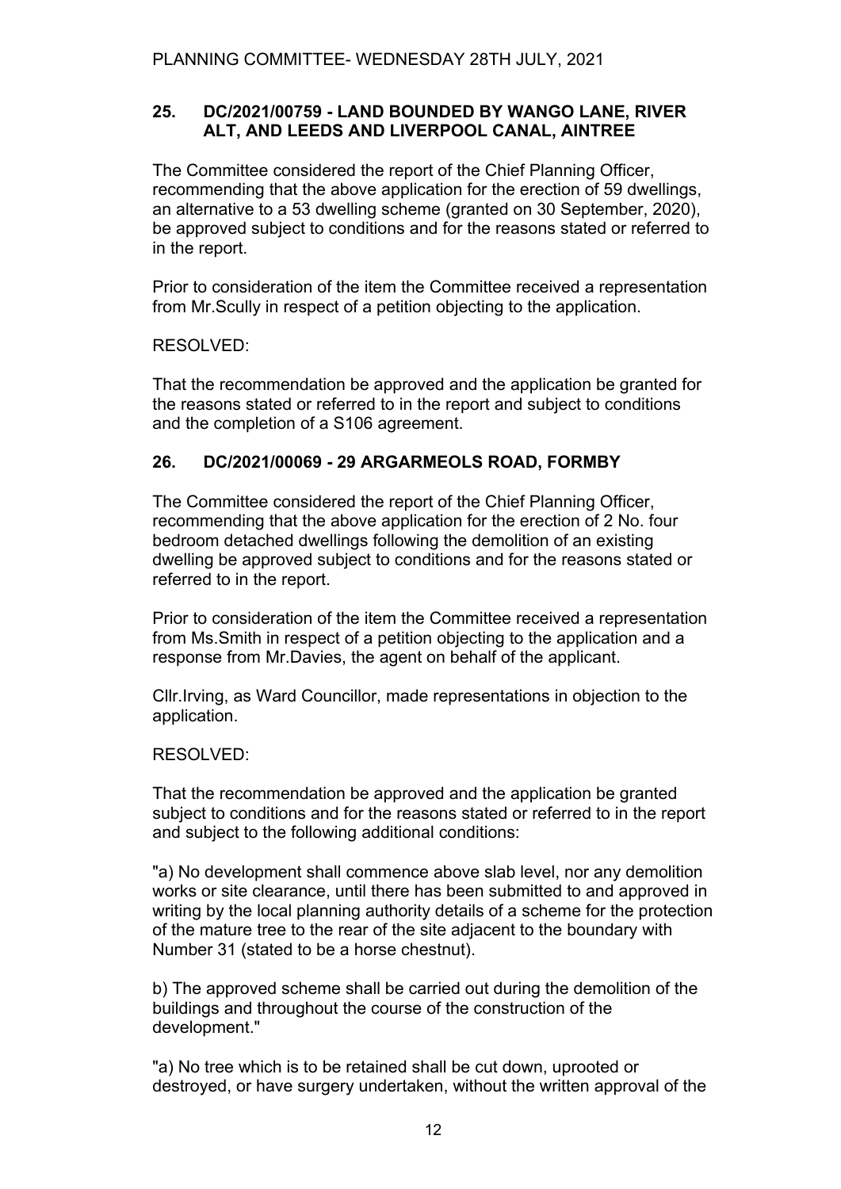## 25. DC/2021/00759 - LAND BOUNDED BY WANGO LANE, RIVER ALT, AND LEEDS AND LIVERPOOL CANAL, AINTREE

The Committee considered the report of the Chief Planning Officer, recommending that the above application for the erection of 59 dwellings, an alternative to a 53 dwelling scheme (granted on 30 September, 2020), be approved subject to conditions and for the reasons stated or referred to in the report.

Prior to consideration of the item the Committee received a representation from Mr.Scully in respect of a petition objecting to the application.

RESOLVED:

That the recommendation be approved and the application be granted for the reasons stated or referred to in the report and subject to conditions and the completion of a S106 agreement.

## 26. DC/2021/00069 - 29 ARGARMEOLS ROAD, FORMBY

The Committee considered the report of the Chief Planning Officer, recommending that the above application for the erection of 2 No. four bedroom detached dwellings following the demolition of an existing dwelling be approved subject to conditions and for the reasons stated or referred to in the report.

Prior to consideration of the item the Committee received a representation from Ms.Smith in respect of a petition objecting to the application and a response from Mr.Davies, the agent on behalf of the applicant.

Cllr.Irving, as Ward Councillor, made representations in objection to the application.

RESOLVED:

That the recommendation be approved and the application be granted subject to conditions and for the reasons stated or referred to in the report and subject to the following additional conditions:

"a) No development shall commence above slab level, nor any demolition works or site clearance, until there has been submitted to and approved in writing by the local planning authority details of a scheme for the protection of the mature tree to the rear of the site adjacent to the boundary with Number 31 (stated to be a horse chestnut).

b) The approved scheme shall be carried out during the demolition of the buildings and throughout the course of the construction of the development."

"a) No tree which is to be retained shall be cut down, uprooted or destroyed, or have surgery undertaken, without the written approval of the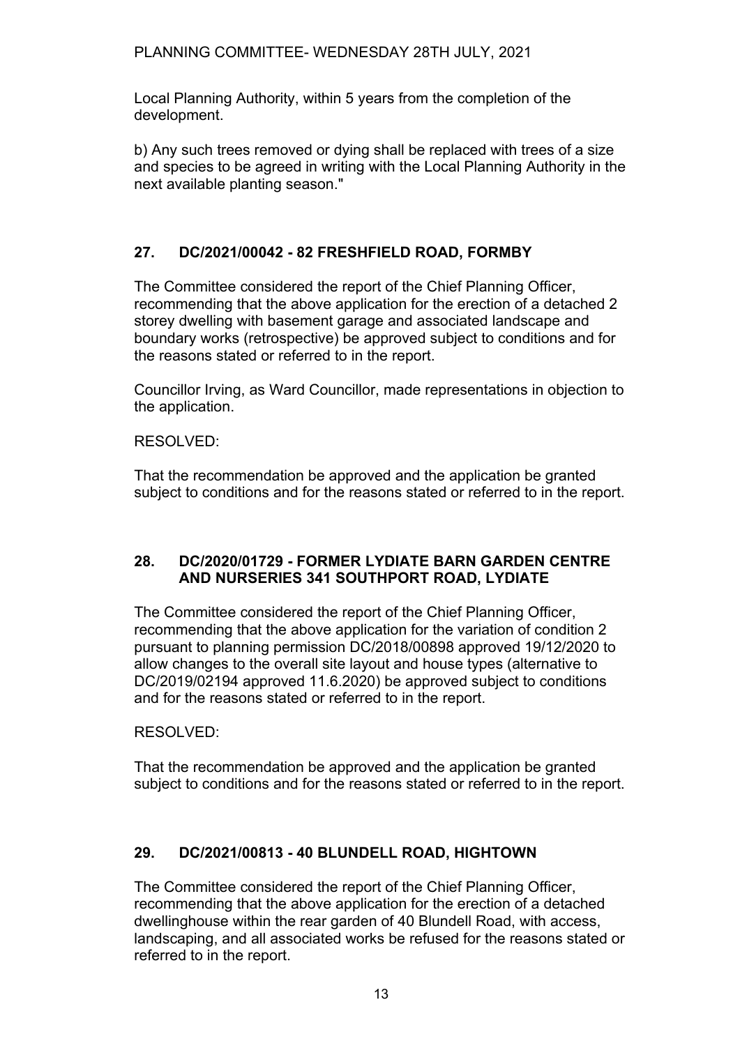Local Planning Authority, within 5 years from the completion of the development.

b) Any such trees removed or dying shall be replaced with trees of a size and species to be agreed in writing with the Local Planning Authority in the next available planting season."

## 27. DC/2021/00042 - 82 FRESHFIELD ROAD, FORMBY

The Committee considered the report of the Chief Planning Officer, recommending that the above application for the erection of a detached 2 storey dwelling with basement garage and associated landscape and boundary works (retrospective) be approved subject to conditions and for the reasons stated or referred to in the report.

Councillor Irving, as Ward Councillor, made representations in objection to the application.

RESOLVED:

That the recommendation be approved and the application be granted subject to conditions and for the reasons stated or referred to in the report.

## 28. DC/2020/01729 - FORMER LYDIATE BARN GARDEN CENTRE AND NURSERIES 341 SOUTHPORT ROAD, LYDIATE

The Committee considered the report of the Chief Planning Officer, recommending that the above application for the variation of condition 2 pursuant to planning permission DC/2018/00898 approved 19/12/2020 to allow changes to the overall site layout and house types (alternative to DC/2019/02194 approved 11.6.2020) be approved subject to conditions and for the reasons stated or referred to in the report.

RESOLVED:

That the recommendation be approved and the application be granted subject to conditions and for the reasons stated or referred to in the report.

## 29. DC/2021/00813 - 40 BLUNDELL ROAD, HIGHTOWN

The Committee considered the report of the Chief Planning Officer, recommending that the above application for the erection of a detached dwellinghouse within the rear garden of 40 Blundell Road, with access, landscaping, and all associated works be refused for the reasons stated or referred to in the report.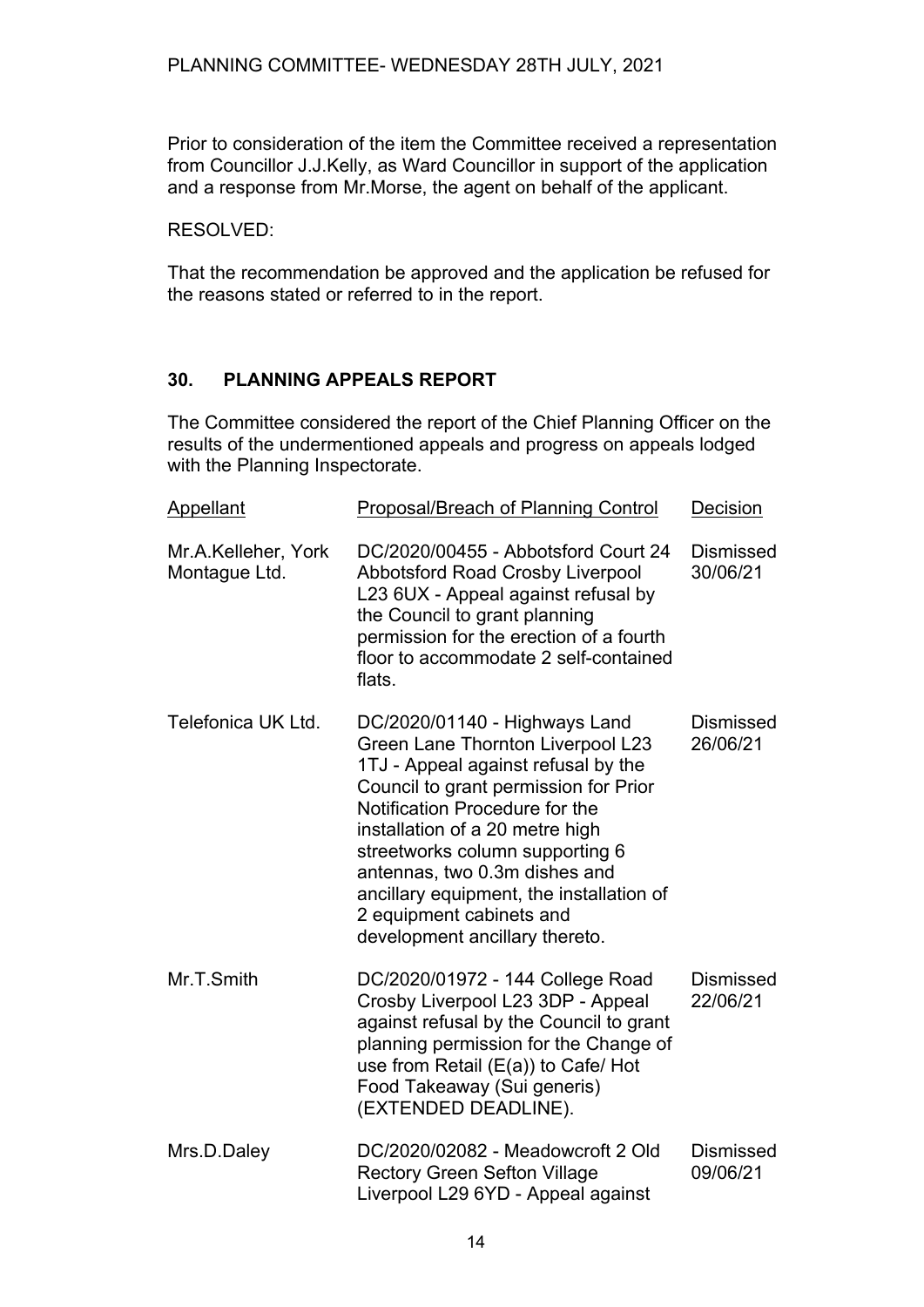Prior to consideration of the item the Committee received a representation from Councillor J.J.Kelly, as Ward Councillor in support of the application and a response from Mr.Morse, the agent on behalf of the applicant.

RESOLVED:

That the recommendation be approved and the application be refused for the reasons stated or referred to in the report.

## 30. PLANNING APPEALS REPORT

The Committee considered the report of the Chief Planning Officer on the results of the undermentioned appeals and progress on appeals lodged with the Planning Inspectorate.

| Appellant | Proposal/Breach of Planning Control | Decision |
|---|---|---|
| Mr.A.Kelleher, York Montague Ltd. | DC/2020/00455 - Abbotsford Court 24 Abbotsford Road Crosby Liverpool L23 6UX - Appeal against refusal by the Council to grant planning permission for the erection of a fourth floor to accommodate 2 self-contained flats. | Dismissed 30/06/21 |
| Telefonica UK Ltd. | DC/2020/01140 - Highways Land Green Lane Thornton Liverpool L23 1TJ - Appeal against refusal by the Council to grant permission for Prior Notification Procedure for the installation of a 20 metre high streetworks column supporting 6 antennas, two 0.3m dishes and ancillary equipment, the installation of 2 equipment cabinets and development ancillary thereto. | Dismissed 26/06/21 |
| Mr.T.Smith | DC/2020/01972 - 144 College Road Crosby Liverpool L23 3DP - Appeal against refusal by the Council to grant planning permission for the Change of use from Retail (E(a)) to Cafe/ Hot Food Takeaway (Sui generis) (EXTENDED DEADLINE). | Dismissed 22/06/21 |
| Mrs.D.Daley | DC/2020/02082 - Meadowcroft 2 Old Rectory Green Sefton Village Liverpool L29 6YD - Appeal against | Dismissed 09/06/21 |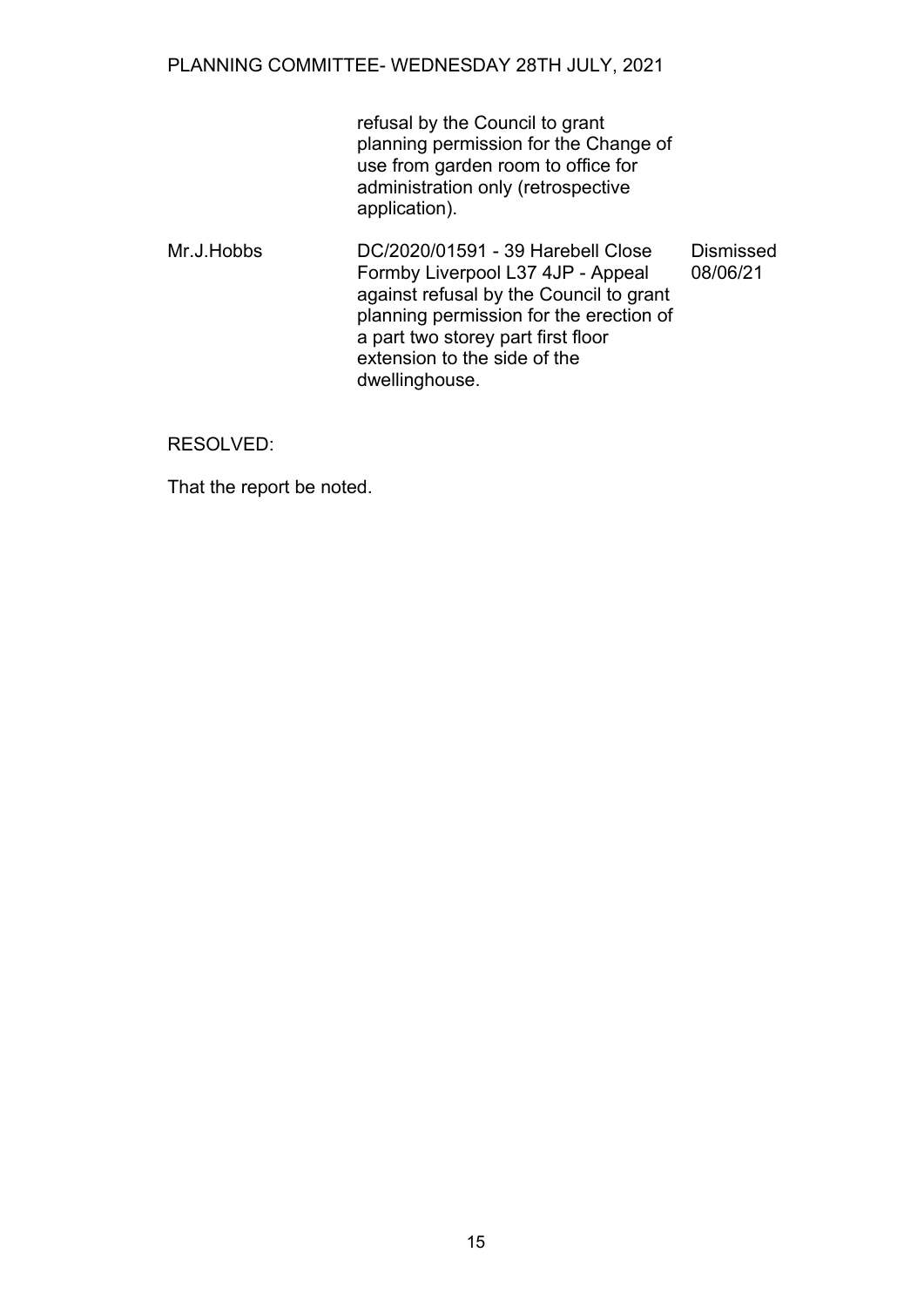| | | |
|---|---|---|
| | refusal by the Council to grant planning permission for the Change of use from garden room to office for administration only (retrospective application). | |
| Mr.J.Hobbs | DC/2020/01591 - 39 Harebell Close Formby Liverpool L37 4JP - Appeal against refusal by the Council to grant planning permission for the erection of a part two storey part first floor extension to the side of the dwellinghouse. | Dismissed 08/06/21 |

RESOLVED:

That the report be noted.